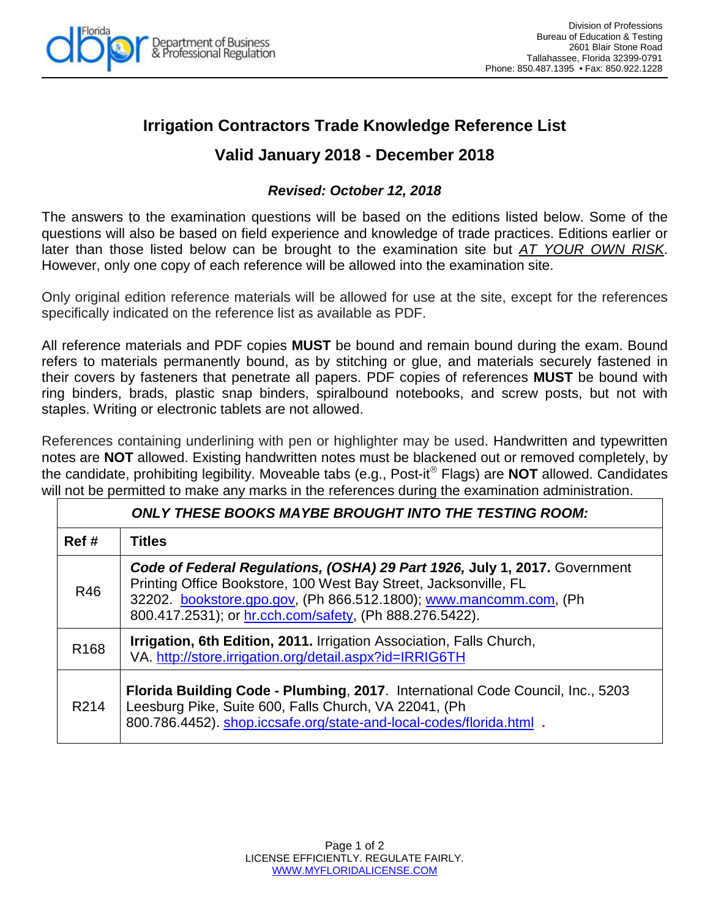Florida Department of Business & Professional Regulation

Division of Professions
Bureau of Education & Testing
2601 Blair Stone Road
Tallahassee, Florida 32399-0791
Phone: 850.487.1395 • Fax: 850.922.1228

# Irrigation Contractors Trade Knowledge Reference List

## Valid January 2018 - December 2018

***Revised: October 12, 2018***

The answers to the examination questions will be based on the editions listed below. Some of the questions will also be based on field experience and knowledge of trade practices. Editions earlier or later than those listed below can be brought to the examination site but *AT YOUR OWN RISK*. However, only one copy of each reference will be allowed into the examination site.

Only original edition reference materials will be allowed for use at the site, except for the references specifically indicated on the reference list as available as PDF.

All reference materials and PDF copies **MUST** be bound and remain bound during the exam. Bound refers to materials permanently bound, as by stitching or glue, and materials securely fastened in their covers by fasteners that penetrate all papers. PDF copies of references **MUST** be bound with ring binders, brads, plastic snap binders, spiralbound notebooks, and screw posts, but not with staples. Writing or electronic tablets are not allowed.

References containing underlining with pen or highlighter may be used. Handwritten and typewritten notes are **NOT** allowed. Existing handwritten notes must be blackened out or removed completely, by the candidate, prohibiting legibility. Moveable tabs (e.g., Post-it® Flags) are **NOT** allowed. Candidates will not be permitted to make any marks in the references during the examination administration.

| ***ONLY THESE BOOKS MAYBE BROUGHT INTO THE TESTING ROOM:*** | |
|---|---|
| **Ref #** | **Titles** |
| R46 | ***Code of Federal Regulations, (OSHA) 29 Part 1926,* July 1, 2017.** Government Printing Office Bookstore, 100 West Bay Street, Jacksonville, FL 32202. bookstore.gpo.gov, (Ph 866.512.1800); www.mancomm.com, (Ph 800.417.2531); or hr.cch.com/safety, (Ph 888.276.5422). |
| R168 | **Irrigation, 6th Edition, 2011.** Irrigation Association, Falls Church, VA. http://store.irrigation.org/detail.aspx?id=IRRIG6TH |
| R214 | **Florida Building Code - Plumbing**, **2017**. International Code Council, Inc., 5203 Leesburg Pike, Suite 600, Falls Church, VA 22041, (Ph 800.786.4452). shop.iccsafe.org/state-and-local-codes/florida.html . |

LICENSE EFFICIENTLY. REGULATE FAIRLY.
WWW.MYFLORIDALICENSE.COM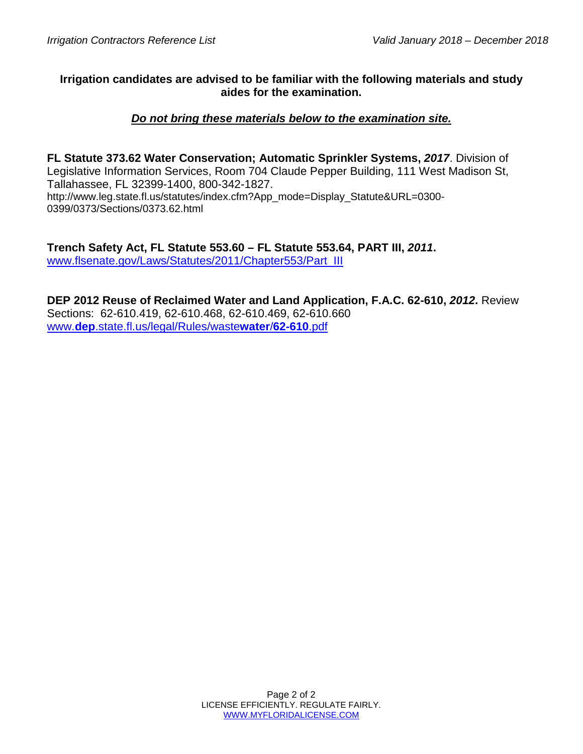**Irrigation candidates are advised to be familiar with the following materials and study aides for the examination.**

***<u>Do not bring these materials below to the examination site.</u>***

**FL Statute 373.62 Water Conservation; Automatic Sprinkler Systems, *2017***. Division of Legislative Information Services, Room 704 Claude Pepper Building, 111 West Madison St, Tallahassee, FL 32399-1400, 800-342-1827.
http://www.leg.state.fl.us/statutes/index.cfm?App_mode=Display_Statute&URL=0300-0399/0373/Sections/0373.62.html

**Trench Safety Act, FL Statute 553.60 – FL Statute 553.64, PART III, *2011*.**
www.flsenate.gov/Laws/Statutes/2011/Chapter553/Part_III

**DEP 2012 Reuse of Reclaimed Water and Land Application, F.A.C. 62-610, *2012*.** Review Sections: 62-610.419, 62-610.468, 62-610.469, 62-610.660
www.**dep**.state.fl.us/legal/Rules/waste**water**/**62-610**.pdf

LICENSE EFFICIENTLY. REGULATE FAIRLY.
WWW.MYFLORIDALICENSE.COM